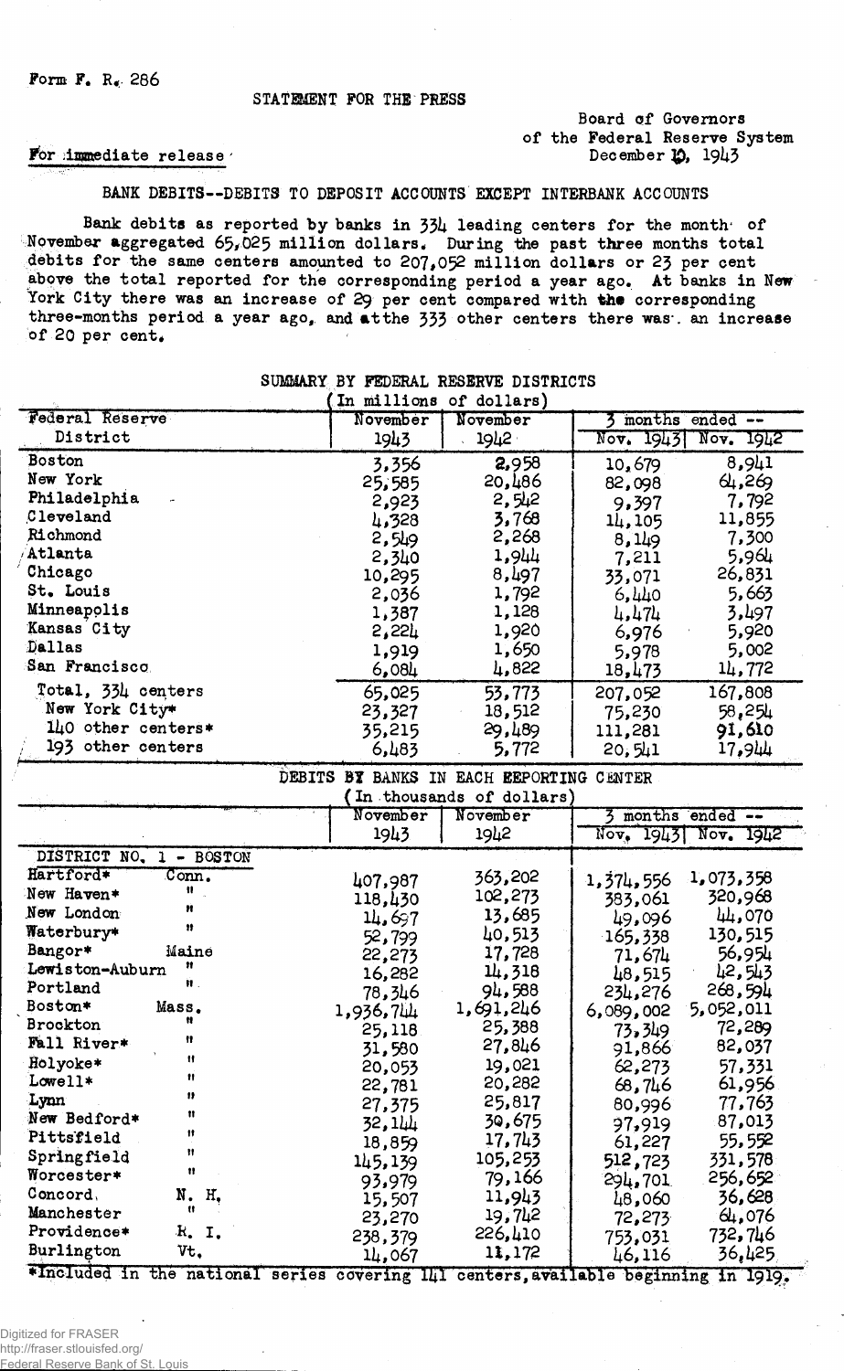Form F. R. 286

STATEMENT FOR THE PRESS

Board of Governors
of the Federal Reserve System
December 10, 1943

For immediate release

## BANK DEBITS--DEBITS TO DEPOSIT ACCOUNTS EXCEPT INTERBANK ACCOUNTS

Bank debits as reported by banks in 334 leading centers for the month of November aggregated 65,025 million dollars. During the past three months total debits for the same centers amounted to 207,052 million dollars or 23 per cent above the total reported for the corresponding period a year ago. At banks in New York City there was an increase of 29 per cent compared with the corresponding three-months period a year ago, and at the 333 other centers there was an increase of 20 per cent.

### SUMMARY BY FEDERAL RESERVE DISTRICTS

(In millions of dollars)

| Federal Reserve District | November 1943 | November 1942 | 3 months ended -- Nov. 1943 | Nov. 1942 |
|---|---|---|---|---|
| Boston | 3,356 | 2,958 | 10,679 | 8,941 |
| New York | 25,585 | 20,486 | 82,098 | 64,269 |
| Philadelphia | 2,923 | 2,542 | 9,397 | 7,792 |
| Cleveland | 4,328 | 3,768 | 14,105 | 11,855 |
| Richmond | 2,549 | 2,268 | 8,149 | 7,300 |
| Atlanta | 2,340 | 1,944 | 7,211 | 5,964 |
| Chicago | 10,295 | 8,497 | 33,071 | 26,831 |
| St. Louis | 2,036 | 1,792 | 6,440 | 5,663 |
| Minneapolis | 1,387 | 1,128 | 4,474 | 3,497 |
| Kansas City | 2,224 | 1,920 | 6,976 | 5,920 |
| Dallas | 1,919 | 1,650 | 5,978 | 5,002 |
| San Francisco | 6,084 | 4,822 | 18,473 | 14,772 |
| Total, 334 centers | 65,025 | 53,773 | 207,052 | 167,808 |
| New York City* | 23,327 | 18,512 | 75,230 | 58,254 |
| 140 other centers* | 35,215 | 29,489 | 111,281 | 91,610 |
| 193 other centers | 6,483 | 5,772 | 20,541 | 17,944 |

### DEBITS BY BANKS IN EACH REPORTING CENTER

(In thousands of dollars)

| | | November 1943 | November 1942 | 3 months ended -- Nov. 1943 | Nov. 1942 |
|---|---|---|---|---|---|
| DISTRICT NO. 1 - BOSTON | | | | | |
| Hartford* | Conn. | 407,987 | 363,202 | 1,374,556 | 1,073,358 |
| New Haven* | " | 118,430 | 102,273 | 383,061 | 320,968 |
| New London | " | 14,697 | 13,685 | 49,096 | 44,070 |
| Waterbury* | " | 52,799 | 40,513 | 165,338 | 130,515 |
| Bangor* | Maine | 22,273 | 17,728 | 71,674 | 56,954 |
| Lewiston-Auburn | " | 16,282 | 14,318 | 48,515 | 42,543 |
| Portland | " | 78,346 | 94,588 | 234,276 | 268,594 |
| Boston* | Mass. | 1,936,744 | 1,691,246 | 6,089,002 | 5,052,011 |
| Brockton | " | 25,118 | 25,388 | 73,349 | 72,289 |
| Fall River* | " | 31,580 | 27,846 | 91,866 | 82,037 |
| Holyoke* | " | 20,053 | 19,021 | 62,273 | 57,331 |
| Lowell* | " | 22,781 | 20,282 | 68,746 | 61,956 |
| Lynn | " | 27,375 | 25,817 | 80,996 | 77,763 |
| New Bedford* | " | 32,144 | 30,675 | 97,919 | 87,013 |
| Pittsfield | " | 18,859 | 17,743 | 61,227 | 55,552 |
| Springfield | " | 145,139 | 105,253 | 512,723 | 331,578 |
| Worcester* | " | 93,979 | 79,166 | 294,701 | 256,652 |
| Concord | N. H. | 15,507 | 11,943 | 48,060 | 36,628 |
| Manchester | " | 23,270 | 19,742 | 72,273 | 64,076 |
| Providence* | R. I. | 238,379 | 226,410 | 753,031 | 732,746 |
| Burlington | Vt. | 14,067 | 11,172 | 46,116 | 36,425 |

*Included in the national series covering 141 centers, available beginning in 1919.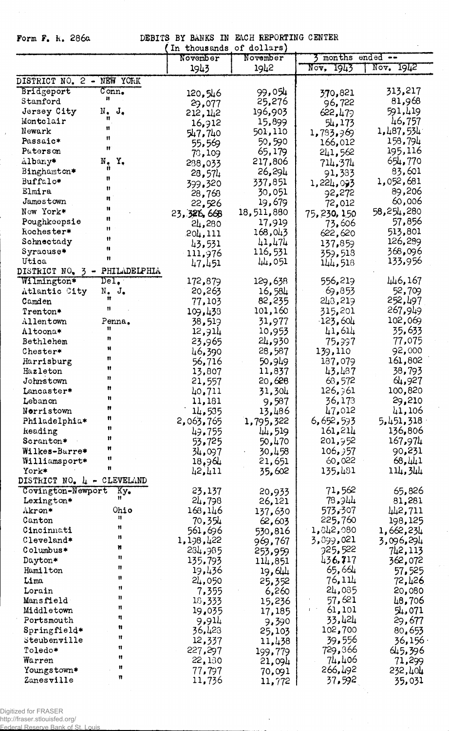Form F. R. 286a

DEBITS BY BANKS IN EACH REPORTING CENTER

(In thousands of dollars)

| | | November 1943 | November 1942 | 3 months ended -- Nov. 1943 | Nov. 1942 |
|---|---|---|---|---|---|
| **DISTRICT NO. 2 - NEW YORK** | | | | | |
| Bridgeport | Conn. | 120,546 | 99,054 | 370,821 | 313,217 |
| Stamford | " | 29,077 | 25,276 | 96,722 | 81,968 |
| Jersey City | N. J. | 212,142 | 196,903 | 622,479 | 591,419 |
| Montclair | " | 16,912 | 15,899 | 54,173 | 46,757 |
| Newark | " | 547,740 | 501,110 | 1,783,969 | 1,487,534 |
| Passaic* | " | 55,569 | 50,590 | 166,012 | 158,794 |
| Paterson | " | 78,109 | 65,179 | 241,562 | 195,116 |
| Albany* | N. Y. | 238,033 | 217,806 | 714,374 | 654,770 |
| Binghamton* | " | 28,574 | 26,294 | 91,383 | 83,601 |
| Buffalo* | " | 399,320 | 337,851 | 1,224,093 | 1,052,681 |
| Elmira | " | 28,768 | 30,051 | 92,272 | 89,206 |
| Jamestown | " | 22,526 | 19,679 | 72,012 | 60,006 |
| New York* | " | 23,326,668 | 18,511,880 | 75,230,150 | 58,254,280 |
| Poughkeepsie | " | 24,280 | 17,919 | 73,606 | 57,856 |
| Rochester* | " | 204,111 | 168,043 | 622,620 | 513,801 |
| Schenectady | " | 43,531 | 41,474 | 137,859 | 126,289 |
| Syracuse* | " | 111,976 | 116,531 | 359,518 | 368,096 |
| Utica | " | 47,451 | 44,051 | 144,518 | 133,956 |
| **DISTRICT NO. 3 - PHILADELPHIA** | | | | | |
| Wilmington* | Del. | 172,879 | 129,638 | 556,219 | 446,167 |
| Atlantic City | N. J. | 20,263 | 16,584 | 69,853 | 52,709 |
| Camden | " | 77,103 | 82,235 | 243,219 | 252,497 |
| Trenton* | " | 109,438 | 101,160 | 315,201 | 267,949 |
| Allentown | Penna. | 38,519 | 31,977 | 123,604 | 102,069 |
| Altoona* | " | 12,914 | 10,953 | 41,614 | 35,633 |
| Bethlehem | " | 23,965 | 24,930 | 75,997 | 77,075 |
| Chester* | " | 46,390 | 28,587 | 139,110 | 92,000 |
| Harrisburg | " | 56,716 | 50,949 | 187,079 | 161,802 |
| Hazleton | " | 13,807 | 11,837 | 43,487 | 38,793 |
| Johnstown | " | 21,557 | 20,628 | 68,572 | 64,927 |
| Lancaster* | " | 40,711 | 31,304 | 126,961 | 100,820 |
| Lebanon | " | 11,181 | 9,587 | 36,173 | 29,210 |
| Norristown | " | 14,535 | 13,486 | 47,012 | 41,106 |
| Philadelphia* | " | 2,063,765 | 1,795,322 | 6,652,593 | 5,451,318 |
| Reading | " | 49,755 | 44,519 | 161,214 | 136,806 |
| Scranton* | " | 53,725 | 50,470 | 201,952 | 167,974 |
| Wilkes-Barre* | " | 34,097 | 30,458 | 106,957 | 90,231 |
| Williamsport* | " | 18,964 | 21,651 | 60,022 | 68,441 |
| York* | " | 42,411 | 35,602 | 135,481 | 114,344 |
| **DISTRICT NO. 4 - CLEVELAND** | | | | | |
| Covington-Newport | Ky. | 23,137 | 20,933 | 71,562 | 65,826 |
| Lexington* | " | 24,798 | 26,121 | 78,944 | 81,281 |
| Akron* | Ohio | 168,146 | 137,630 | 573,307 | 442,711 |
| Canton | " | 70,354 | 62,603 | 225,760 | 198,125 |
| Cincinnati | " | 561,696 | 530,816 | 1,842,080 | 1,662,234 |
| Cleveland* | " | 1,198,422 | 969,767 | 3,899,021 | 3,096,294 |
| Columbus* | " | 284,985 | 253,959 | 925,522 | 742,113 |
| Dayton* | " | 135,793 | 114,851 | 436,717 | 362,072 |
| Hamilton | " | 19,436 | 19,644 | 65,664 | 57,525 |
| Lima | " | 24,050 | 25,352 | 76,114 | 72,426 |
| Lorain | " | 7,355 | 6,260 | 24,085 | 20,080 |
| Mansfield | " | 18,333 | 15,236 | 57,621 | 48,706 |
| Middletown | " | 19,035 | 17,185 | 61,101 | 54,071 |
| Portsmouth | " | 9,914 | 9,390 | 33,424 | 29,677 |
| Springfield* | " | 36,428 | 25,103 | 102,700 | 80,653 |
| Steubenville | " | 12,337 | 11,438 | 39,556 | 36,156 |
| Toledo* | " | 227,297 | 199,779 | 729,366 | 645,396 |
| Warren | " | 22,180 | 21,094 | 74,406 | 71,299 |
| Youngstown* | " | 77,797 | 70,091 | 266,492 | 232,404 |
| Zanesville | " | 11,736 | 11,772 | 37,592 | 35,031 |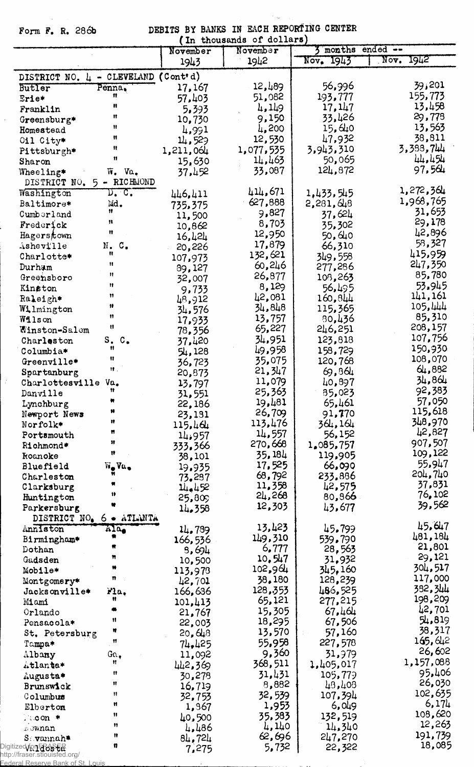Form F. R. 286b

DEBITS BY BANKS IN EACH REPORTING CENTER
(In thousands of dollars)

| | | November 1943 | November 1942 | 3 months ended -- Nov. 1943 | Nov. 1942 |
|---|---|---|---|---|---|
| DISTRICT NO. 4 - CLEVELAND (Cont'd) | | | | | |
| Butler | Penna. | 17,167 | 12,489 | 56,996 | 39,201 |
| Erie* | " | 57,403 | 51,082 | 193,777 | 155,773 |
| Franklin | " | 5,393 | 4,149 | 17,147 | 13,458 |
| Greensburg* | " | 10,730 | 9,150 | 33,426 | 29,778 |
| Homestead | " | 4,991 | 4,200 | 15,640 | 13,563 |
| Oil City* | " | 14,529 | 12,530 | 47,932 | 38,811 |
| Pittsburgh* | " | 1,211,064 | 1,077,535 | 3,943,310 | 3,388,744 |
| Sharon | " | 15,630 | 14,463 | 50,065 | 44,454 |
| Wheeling* | W. Va. | 37,452 | 33,087 | 124,872 | 97,564 |
| DISTRICT NO. 5 - RICHMOND | | | | | |
| Washington | D. C. | 446,411 | 414,671 | 1,433,545 | 1,272,364 |
| Baltimore* | Md. | 735,375 | 627,888 | 2,281,648 | 1,968,765 |
| Cumberland | " | 11,500 | 9,827 | 37,624 | 31,653 |
| Frederick | " | 10,862 | 8,703 | 35,302 | 29,178 |
| Hagerstown | " | 16,424 | 12,950 | 50,640 | 42,896 |
| Asheville | N. C. | 20,226 | 17,879 | 66,310 | 58,327 |
| Charlotte* | " | 107,973 | 132,621 | 349,558 | 415,959 |
| Durham | " | 89,127 | 60,246 | 277,286 | 247,350 |
| Greensboro | " | 32,007 | 26,877 | 108,263 | 85,780 |
| Kinston | " | 9,733 | 8,129 | 56,495 | 53,945 |
| Raleigh* | " | 48,912 | 42,081 | 160,844 | 141,161 |
| Wilmington | " | 34,576 | 34,848 | 115,365 | 105,444 |
| Wilson | " | 17,933 | 13,757 | 80,436 | 85,310 |
| Winston-Salem | " | 78,356 | 65,227 | 246,251 | 208,157 |
| Charleston | S. C. | 37,420 | 34,951 | 123,818 | 107,756 |
| Columbia* | " | 54,128 | 49,958 | 158,729 | 150,930 |
| Greenville* | " | 36,723 | 35,075 | 120,768 | 108,070 |
| Spartanburg | " | 20,873 | 21,347 | 69,864 | 64,882 |
| Charlottesville | Va. | 13,797 | 11,079 | 40,897 | 34,864 |
| Danville | " | 31,551 | 25,363 | 85,023 | 92,383 |
| Lynchburg | " | 22,186 | 19,481 | 65,461 | 57,050 |
| Newport News | " | 23,181 | 26,709 | 91,770 | 115,618 |
| Norfolk* | " | 115,464 | 113,476 | 364,164 | 348,970 |
| Portsmouth | " | 14,957 | 14,557 | 56,152 | 42,827 |
| Richmond* | " | 333,366 | 270,668 | 1,085,757 | 907,507 |
| Roanoke | " | 38,101 | 35,184 | 119,905 | 109,122 |
| Bluefield | W. Va. | 19,935 | 17,525 | 66,090 | 55,947 |
| Charleston | " | 73,287 | 68,792 | 233,886 | 204,740 |
| Clarksburg | " | 14,452 | 11,358 | 42,575 | 37,831 |
| Huntington | " | 25,809 | 24,268 | 80,866 | 76,102 |
| Parkersburg | " | 14,358 | 12,303 | 43,677 | 39,562 |
| DISTRICT NO. 6 - ATLANTA | | | | | |
| Anniston | Ala. | 14,789 | 13,423 | 45,799 | 45,647 |
| Birmingham* | " | 166,536 | 149,310 | 539,790 | 481,184 |
| Dothan | " | 8,694 | 6,777 | 28,563 | 21,801 |
| Gadsden | " | 10,500 | 10,547 | 31,932 | 29,121 |
| Mobile* | " | 113,978 | 102,964 | 345,160 | 304,517 |
| Montgomery* | " | 42,701 | 38,180 | 128,239 | 117,000 |
| Jacksonville* | Fla. | 166,686 | 128,353 | 486,525 | 382,344 |
| Miami | " | 101,413 | 65,121 | 277,215 | 198,209 |
| Orlando | " | 21,767 | 15,305 | 67,464 | 42,701 |
| Pensacola* | " | 22,003 | 18,295 | 67,506 | 54,819 |
| St. Petersburg | " | 20,648 | 13,570 | 57,160 | 38,317 |
| Tampa* | " | 74,425 | 55,958 | 227,578 | 165,642 |
| Albany | Ga. | 11,092 | 9,360 | 31,979 | 26,602 |
| Atlanta* | " | 442,369 | 368,511 | 1,405,017 | 1,157,088 |
| Augusta* | " | 30,278 | 31,431 | 105,779 | 95,406 |
| Brunswick | " | 16,719 | 8,882 | 48,408 | 26,030 |
| Columbus | " | 32,753 | 32,539 | 107,394 | 102,635 |
| Elberton | " | 1,867 | 1,953 | 6,049 | 6,174 |
| Macon * | " | 40,500 | 35,383 | 132,519 | 108,620 |
| Newnan | " | 4,486 | 4,140 | 14,340 | 12,263 |
| Savannah* | " | 84,724 | 62,696 | 247,270 | 191,739 |
| Valdosta | " | 7,275 | 5,732 | 22,322 | 18,085 |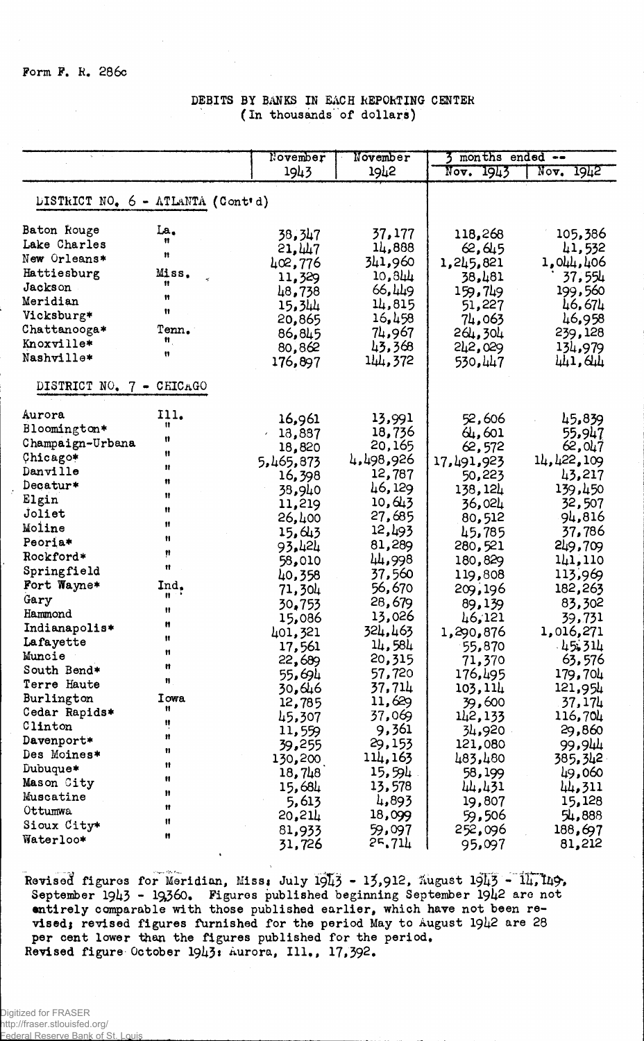Form F. R. 286c

## DEBITS BY BANKS IN EACH REPORTING CENTER
(In thousands of dollars)

| | | November 1943 | November 1942 | 3 months ended -- Nov. 1943 | Nov. 1942 |
|---|---|---|---|---|---|
| **DISTRICT NO. 6 - ATLANTA (Cont'd)** | | | | | |
| Baton Rouge | La. | 38,347 | 37,177 | 118,268 | 105,386 |
| Lake Charles | " | 21,447 | 14,888 | 62,645 | 41,532 |
| New Orleans* | " | 402,776 | 341,960 | 1,245,821 | 1,044,406 |
| Hattiesburg | Miss. | 11,329 | 10,844 | 38,481 | 37,554 |
| Jackson | " | 48,738 | 66,449 | 159,749 | 199,560 |
| Meridian | " | 15,344 | 14,815 | 51,227 | 46,674 |
| Vicksburg* | " | 20,865 | 16,458 | 74,063 | 46,958 |
| Chattanooga* | Tenn. | 86,845 | 74,967 | 264,304 | 239,128 |
| Knoxville* | " | 80,862 | 43,368 | 242,029 | 134,979 |
| Nashville* | " | 176,897 | 144,372 | 530,447 | 441,644 |
| **DISTRICT NO. 7 - CHICAGO** | | | | | |
| Aurora | Ill. | 16,961 | 13,991 | 52,606 | 45,839 |
| Bloomington* | " | 18,887 | 18,736 | 64,601 | 55,947 |
| Champaign-Urbana | " | 18,820 | 20,165 | 62,572 | 62,047 |
| Chicago* | " | 5,465,873 | 4,498,926 | 17,491,923 | 14,422,109 |
| Danville | " | 16,398 | 12,787 | 50,223 | 43,217 |
| Decatur* | " | 38,940 | 46,129 | 138,124 | 139,450 |
| Elgin | " | 11,219 | 10,643 | 36,024 | 32,507 |
| Joliet | " | 26,400 | 27,685 | 80,512 | 94,816 |
| Moline | " | 15,643 | 12,493 | 45,785 | 37,786 |
| Peoria* | " | 93,424 | 81,289 | 280,521 | 249,709 |
| Rockford* | " | 58,010 | 44,998 | 180,829 | 141,110 |
| Springfield | " | 40,358 | 37,560 | 119,808 | 113,969 |
| Fort Wayne* | Ind. | 71,304 | 56,670 | 209,196 | 182,263 |
| Gary | " | 30,753 | 28,679 | 89,139 | 83,302 |
| Hammond | " | 15,086 | 13,026 | 46,121 | 39,731 |
| Indianapolis* | " | 401,321 | 324,463 | 1,290,876 | 1,016,271 |
| Lafayette | " | 17,561 | 14,584 | 55,870 | 45,314 |
| Muncie | " | 22,689 | 20,315 | 71,370 | 63,576 |
| South Bend* | " | 55,694 | 57,720 | 176,495 | 179,704 |
| Terre Haute | " | 30,646 | 37,714 | 103,114 | 121,954 |
| Burlington | Iowa | 12,785 | 11,629 | 39,600 | 37,174 |
| Cedar Rapids* | " | 45,307 | 37,069 | 142,133 | 116,704 |
| Clinton | " | 11,559 | 9,361 | 34,920 | 29,860 |
| Davenport* | " | 39,255 | 29,153 | 121,080 | 99,944 |
| Des Moines* | " | 130,200 | 114,163 | 483,480 | 385,342 |
| Dubuque* | " | 18,748 | 15,594 | 58,199 | 49,060 |
| Mason City | " | 15,684 | 13,578 | 44,431 | 44,311 |
| Muscatine | " | 5,613 | 4,893 | 19,807 | 15,128 |
| Ottumwa | " | 20,214 | 18,099 | 59,506 | 54,888 |
| Sioux City* | " | 81,933 | 59,097 | 252,096 | 188,697 |
| Waterloo* | " | 31,726 | 25,714 | 95,097 | 81,212 |

Revised figures for Meridian, Miss: July 1943 - 13,912, August 1943 - 14,149, September 1943 - 19,360. Figures published beginning September 1942 are not entirely comparable with those published earlier, which have not been revised; revised figures furnished for the period May to August 1942 are 28 per cent lower than the figures published for the period.
Revised figure October 1943: Aurora, Ill., 17,392.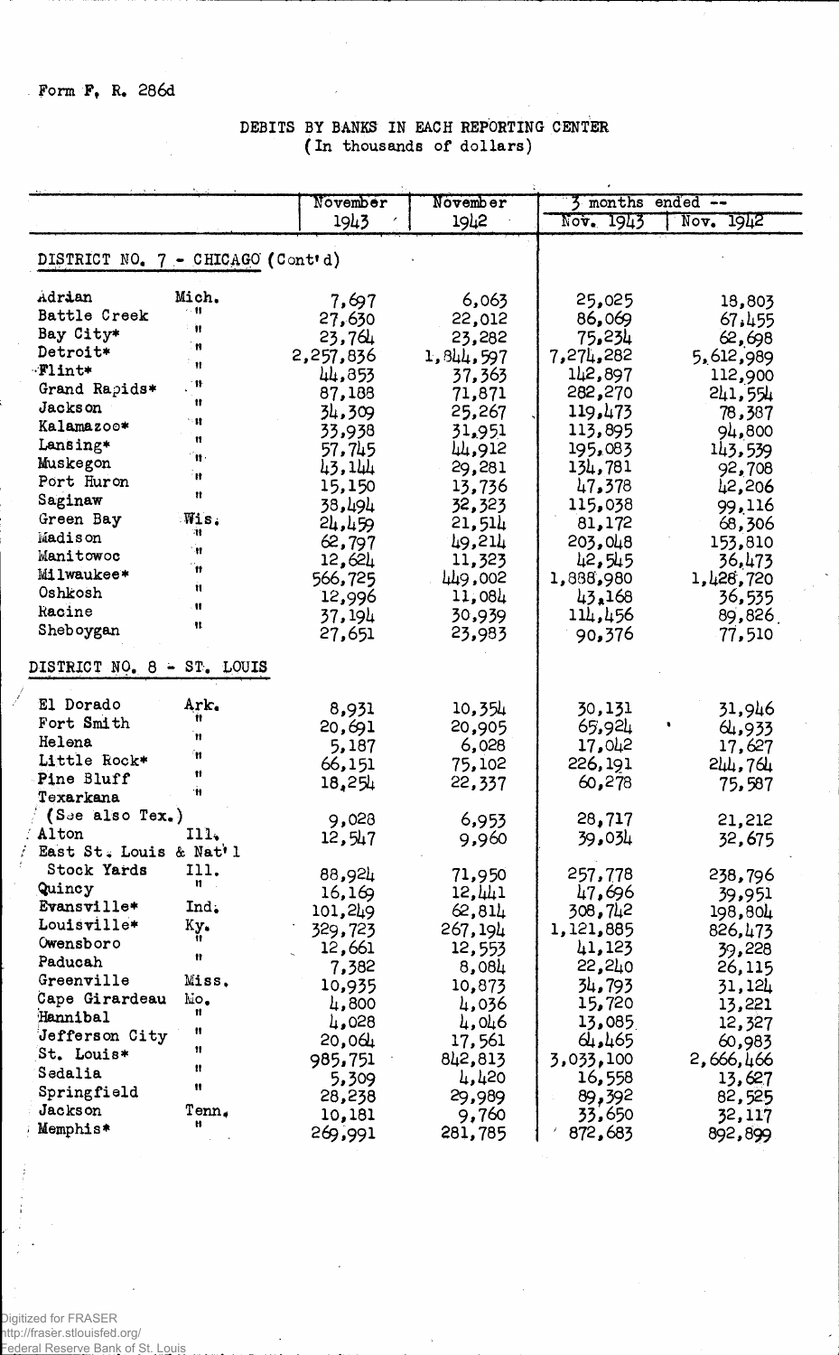Form F. R. 286d

DEBITS BY BANKS IN EACH REPORTING CENTER
(In thousands of dollars)

| | | November 1943 | November 1942 | 3 months ended -- Nov. 1943 | Nov. 1942 |
|---|---|---|---|---|---|
| **DISTRICT NO. 7 - CHICAGO (Cont'd)** | | | | | |
| Adrian | Mich. | 7,697 | 6,063 | 25,025 | 18,803 |
| Battle Creek | " | 27,630 | 22,012 | 86,069 | 67,455 |
| Bay City* | " | 23,764 | 23,282 | 75,234 | 62,698 |
| Detroit* | " | 2,257,836 | 1,844,597 | 7,274,282 | 5,612,989 |
| Flint* | " | 44,853 | 37,363 | 142,897 | 112,900 |
| Grand Rapids* | " | 87,188 | 71,871 | 282,270 | 241,554 |
| Jackson | " | 34,309 | 25,267 | 119,473 | 78,387 |
| Kalamazoo* | " | 33,938 | 31,951 | 113,895 | 94,800 |
| Lansing* | " | 57,745 | 44,912 | 195,083 | 143,539 |
| Muskegon | " | 43,144 | 29,281 | 134,781 | 92,708 |
| Port Huron | " | 15,150 | 13,736 | 47,378 | 42,206 |
| Saginaw | " | 38,494 | 32,323 | 115,038 | 99,116 |
| Green Bay | Wis. | 24,459 | 21,514 | 81,172 | 68,306 |
| Madison | " | 62,797 | 49,214 | 203,048 | 153,810 |
| Manitowoc | " | 12,624 | 11,323 | 42,545 | 36,473 |
| Milwaukee* | " | 566,725 | 449,002 | 1,888,980 | 1,428,720 |
| Oshkosh | " | 12,996 | 11,084 | 43,168 | 36,535 |
| Racine | " | 37,194 | 30,939 | 114,456 | 89,826 |
| Sheboygan | " | 27,651 | 23,983 | 90,376 | 77,510 |
| **DISTRICT NO. 8 - ST. LOUIS** | | | | | |
| El Dorado | Ark. | 8,931 | 10,354 | 30,131 | 31,946 |
| Fort Smith | " | 20,691 | 20,905 | 65,924 | 64,933 |
| Helena | " | 5,187 | 6,028 | 17,042 | 17,627 |
| Little Rock* | " | 66,151 | 75,102 | 226,191 | 244,764 |
| Pine Bluff | " | 18,254 | 22,337 | 60,278 | 75,587 |
| Texarkana (See also Tex.) | " | 9,028 | 6,953 | 28,717 | 21,212 |
| Alton | Ill. | 12,547 | 9,960 | 39,034 | 32,675 |
| East St. Louis & Nat'l Stock Yards | Ill. | 88,924 | 71,950 | 257,778 | 238,796 |
| Quincy | " | 16,169 | 12,441 | 47,696 | 39,951 |
| Evansville* | Ind. | 101,249 | 62,814 | 308,742 | 198,804 |
| Louisville* | Ky. | 329,723 | 267,194 | 1,121,885 | 826,473 |
| Owensboro | " | 12,661 | 12,553 | 41,123 | 39,228 |
| Paducah | " | 7,382 | 8,084 | 22,240 | 26,115 |
| Greenville | Miss. | 10,935 | 10,873 | 34,793 | 31,124 |
| Cape Girardeau | Mo. | 4,800 | 4,036 | 15,720 | 13,221 |
| Hannibal | " | 4,028 | 4,046 | 13,085 | 12,327 |
| Jefferson City | " | 20,064 | 17,561 | 64,465 | 60,983 |
| St. Louis* | " | 985,751 | 842,813 | 3,033,100 | 2,666,466 |
| Sedalia | " | 5,309 | 4,420 | 16,558 | 13,627 |
| Springfield | " | 28,238 | 29,989 | 89,392 | 82,525 |
| Jackson | Tenn. | 10,181 | 9,760 | 33,650 | 32,117 |
| Memphis* | " | 269,991 | 281,785 | 872,683 | 892,899 |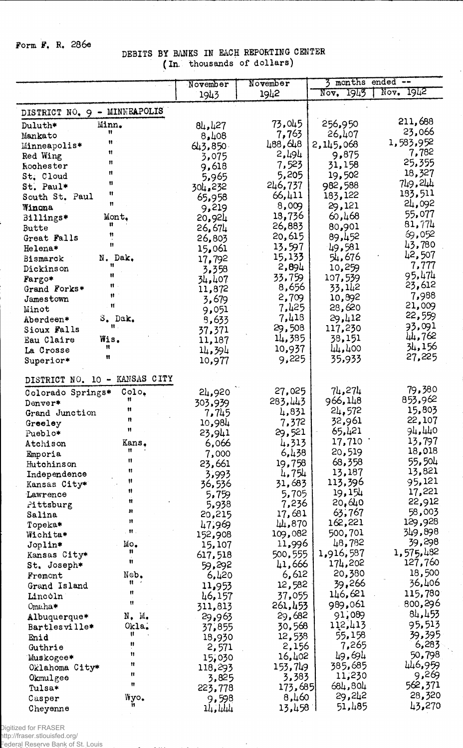Form F. R. 286e

# DEBITS BY BANKS IN EACH REPORTING CENTER
(In thousands of dollars)

| | | November 1943 | November 1942 | 3 months ended -- Nov. 1943 | Nov. 1942 |
|---|---|---|---|---|---|
| **DISTRICT NO. 9 - MINNEAPOLIS** | | | | | |
| Duluth* | Minn. | 84,427 | 73,045 | 256,950 | 211,688 |
| Mankato | " | 8,408 | 7,763 | 26,407 | 23,066 |
| Minneapolis* | " | 643,850 | 488,648 | 2,145,068 | 1,583,952 |
| Red Wing | " | 3,075 | 2,494 | 9,875 | 7,782 |
| Rochester | " | 9,618 | 7,523 | 31,158 | 25,355 |
| St. Cloud | " | 5,965 | 5,205 | 19,502 | 18,327 |
| St. Paul* | " | 304,232 | 246,737 | 982,588 | 749,244 |
| South St. Paul | " | 65,958 | 66,411 | 183,122 | 183,511 |
| Winona | " | 9,219 | 8,009 | 29,121 | 24,092 |
| Billings* | Mont. | 20,924 | 18,736 | 60,468 | 55,077 |
| Butte | " | 26,674 | 26,883 | 80,901 | 81,774 |
| Great Falls | " | 26,803 | 20,615 | 89,452 | 69,052 |
| Helena* | " | 15,061 | 13,597 | 49,581 | 43,780 |
| Bismarck | N. Dak. | 17,792 | 15,133 | 54,676 | 42,507 |
| Dickinson | " | 3,358 | 2,894 | 10,259 | 7,777 |
| Fargo* | " | 34,407 | 33,759 | 107,539 | 95,474 |
| Grand Forks* | " | 11,872 | 8,656 | 33,142 | 23,612 |
| Jamestown | " | 3,679 | 2,709 | 10,892 | 7,988 |
| Minot | " | 9,051 | 7,425 | 28,620 | 21,009 |
| Aberdeen* | S. Dak. | 8,633 | 7,418 | 29,412 | 22,559 |
| Sioux Falls | " | 37,371 | 29,508 | 117,230 | 93,091 |
| Eau Claire | Wis. | 11,187 | 14,385 | 38,151 | 44,762 |
| La Crosse | " | 14,394 | 10,937 | 44,400 | 34,156 |
| Superior* | " | 10,977 | 9,225 | 35,933 | 27,225 |
| **DISTRICT NO. 10 - KANSAS CITY** | | | | | |
| Colorado Springs* | Colo. | 24,920 | 27,025 | 74,274 | 79,380 |
| Denver* | " | 303,939 | 283,443 | 966,148 | 853,962 |
| Grand Junction | " | 7,745 | 4,831 | 24,572 | 15,803 |
| Greeley | " | 10,984 | 7,372 | 32,961 | 22,107 |
| Pueblo* | " | 23,941 | 29,521 | 65,421 | 94,440 |
| Atchison | Kans. | 6,066 | 4,313 | 17,710 | 13,797 |
| Emporia | " | 7,000 | 6,438 | 20,519 | 18,018 |
| Hutchinson | " | 23,661 | 19,758 | 68,358 | 55,504 |
| Independence | " | 3,993 | 4,754 | 13,187 | 13,821 |
| Kansas City* | " | 36,536 | 31,683 | 113,396 | 95,121 |
| Lawrence | " | 5,759 | 5,705 | 19,154 | 17,221 |
| Pittsburg | " | 5,938 | 7,236 | 20,640 | 22,912 |
| Salina | " | 20,215 | 17,681 | 63,767 | 58,003 |
| Topeka* | " | 47,969 | 44,870 | 162,221 | 129,928 |
| Wichita* | " | 152,908 | 109,082 | 500,701 | 349,898 |
| Joplin* | Mo. | 15,107 | 11,996 | 48,782 | 39,298 |
| Kansas City* | " | 617,518 | 500,555 | 1,916,587 | 1,575,482 |
| St. Joseph* | " | 59,292 | 41,666 | 174,202 | 127,760 |
| Fremont | Neb. | 6,420 | 6,612 | 20,380 | 18,500 |
| Grand Island | " | 11,953 | 12,582 | 39,266 | 36,406 |
| Lincoln | " | 46,157 | 37,055 | 146,621 | 115,780 |
| Omaha* | " | 311,813 | 261,453 | 989,061 | 800,296 |
| Albuquerque* | N. M. | 29,963 | 29,682 | 91,089 | 84,453 |
| Bartlesville* | Okla. | 37,855 | 30,568 | 112,413 | 95,513 |
| Enid | " | 18,930 | 12,538 | 55,158 | 39,395 |
| Guthrie | " | 2,571 | 2,156 | 7,265 | 6,283 |
| Muskogee* | " | 15,030 | 16,402 | 49,694 | 50,798 |
| Oklahoma City* | " | 118,293 | 153,749 | 385,685 | 446,959 |
| Okmulgee | " | 3,825 | 3,383 | 11,230 | 9,269 |
| Tulsa* | " | 223,778 | 173,685 | 684,804 | 562,371 |
| Casper | Wyo. | 9,598 | 8,460 | 29,242 | 28,320 |
| Cheyenne | " | 14,444 | 13,458 | 51,485 | 43,270 |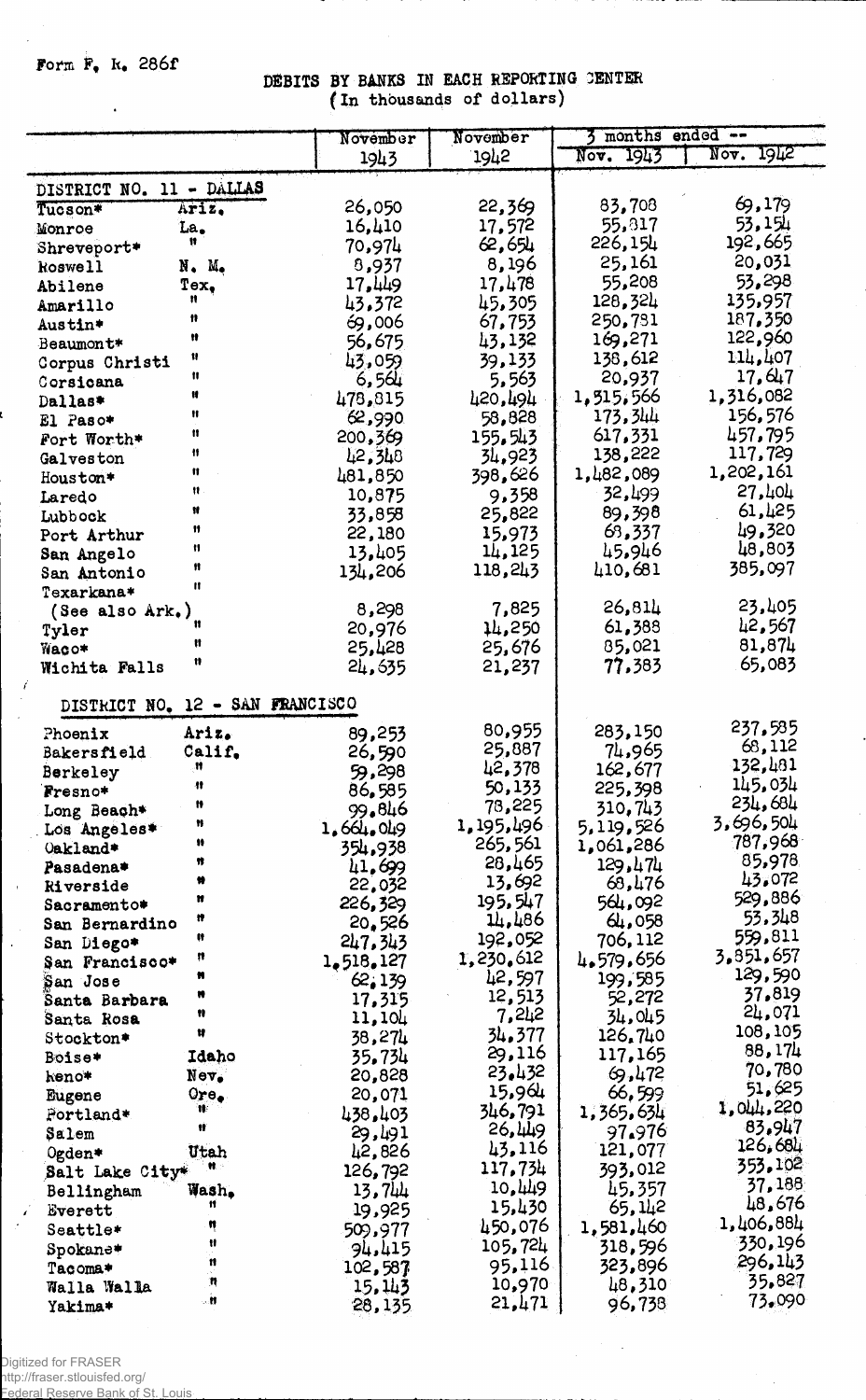Form F. R. 286f

# DEBITS BY BANKS IN EACH REPORTING CENTER
(In thousands of dollars)

| | | November 1943 | November 1942 | 3 months ended -- Nov. 1943 | Nov. 1942 |
|---|---|---|---|---|---|
| **DISTRICT NO. 11 - DALLAS** | | | | | |
| Tucson* | Ariz. | 26,050 | 22,369 | 83,708 | 69,179 |
| Monroe | La. | 16,410 | 17,572 | 55,817 | 53,154 |
| Shreveport* | " | 70,974 | 62,654 | 226,154 | 192,665 |
| Roswell | N. M. | 8,937 | 8,196 | 25,161 | 20,031 |
| Abilene | Tex. | 17,449 | 17,478 | 55,208 | 53,298 |
| Amarillo | " | 43,372 | 45,305 | 128,324 | 135,957 |
| Austin* | " | 69,006 | 67,753 | 250,781 | 187,350 |
| Beaumont* | " | 56,675 | 43,132 | 169,271 | 122,960 |
| Corpus Christi | " | 43,059 | 39,133 | 138,612 | 114,407 |
| Corsicana | " | 6,564 | 5,563 | 20,937 | 17,647 |
| Dallas* | " | 478,815 | 420,494 | 1,515,566 | 1,316,082 |
| El Paso* | " | 62,990 | 58,828 | 173,344 | 156,576 |
| Fort Worth* | " | 200,369 | 155,543 | 617,331 | 457,795 |
| Galveston | " | 42,348 | 34,923 | 138,222 | 117,729 |
| Houston* | " | 481,850 | 398,626 | 1,482,089 | 1,202,161 |
| Laredo | " | 10,875 | 9,358 | 32,499 | 27,404 |
| Lubbock | " | 33,858 | 25,822 | 89,398 | 61,425 |
| Port Arthur | " | 22,180 | 15,973 | 68,337 | 49,320 |
| San Angelo | " | 13,405 | 14,125 | 45,946 | 48,803 |
| San Antonio | " | 134,206 | 118,243 | 410,681 | 385,097 |
| Texarkana* (See also Ark.) | " | 8,298 | 7,825 | 26,814 | 23,405 |
| Tyler | " | 20,976 | 14,250 | 61,388 | 42,567 |
| Waco* | " | 25,428 | 25,676 | 85,021 | 81,874 |
| Wichita Falls | " | 24,635 | 21,237 | 77,383 | 65,083 |
| **DISTRICT NO. 12 - SAN FRANCISCO** | | | | | |
| Phoenix | Ariz. | 89,253 | 80,955 | 283,150 | 237,585 |
| Bakersfield | Calif. | 26,590 | 25,887 | 74,965 | 68,112 |
| Berkeley | " | 59,298 | 42,378 | 162,677 | 132,481 |
| Fresno* | " | 86,585 | 50,133 | 225,398 | 145,034 |
| Long Beach* | " | 99,846 | 78,225 | 310,743 | 234,684 |
| Los Angeles* | " | 1,664,049 | 1,195,496 | 5,119,526 | 3,696,504 |
| Oakland* | " | 354,938 | 265,561 | 1,061,286 | 787,968 |
| Pasadena* | " | 41,699 | 28,465 | 129,474 | 85,978 |
| Riverside | " | 22,032 | 13,692 | 68,476 | 43,072 |
| Sacramento* | " | 226,329 | 195,547 | 564,092 | 529,886 |
| San Bernardino | " | 20,526 | 14,486 | 64,058 | 53,348 |
| San Diego* | " | 247,343 | 192,052 | 706,112 | 559,811 |
| San Francisco* | " | 1,518,127 | 1,230,612 | 4,579,656 | 3,851,657 |
| San Jose | " | 62,139 | 42,597 | 199,585 | 129,590 |
| Santa Barbara | " | 17,315 | 12,513 | 52,272 | 37,819 |
| Santa Rosa | " | 11,104 | 7,242 | 34,045 | 24,071 |
| Stockton* | " | 38,274 | 34,377 | 126,740 | 108,105 |
| Boise* | Idaho | 35,734 | 29,116 | 117,165 | 88,174 |
| Reno* | Nev. | 20,828 | 23,432 | 69,472 | 70,780 |
| Eugene | Ore. | 20,071 | 15,964 | 66,599 | 51,625 |
| Portland* | " | 438,403 | 346,791 | 1,365,634 | 1,044,220 |
| Salem | " | 29,491 | 26,449 | 97,976 | 83,947 |
| Ogden* | Utah | 42,826 | 43,116 | 121,077 | 126,684 |
| Salt Lake City* | " | 126,792 | 117,734 | 393,012 | 353,102 |
| Bellingham | Wash. | 13,744 | 10,449 | 45,357 | 37,188 |
| Everett | " | 19,925 | 15,430 | 65,142 | 48,676 |
| Seattle* | " | 509,977 | 450,076 | 1,581,460 | 1,406,884 |
| Spokane* | " | 94,415 | 105,724 | 318,596 | 330,196 |
| Tacoma* | " | 102,587 | 95,116 | 323,896 | 296,143 |
| Walla Walla | " | 15,143 | 10,970 | 48,310 | 35,827 |
| Yakima* | " | 28,135 | 21,471 | 96,738 | 73,090 |